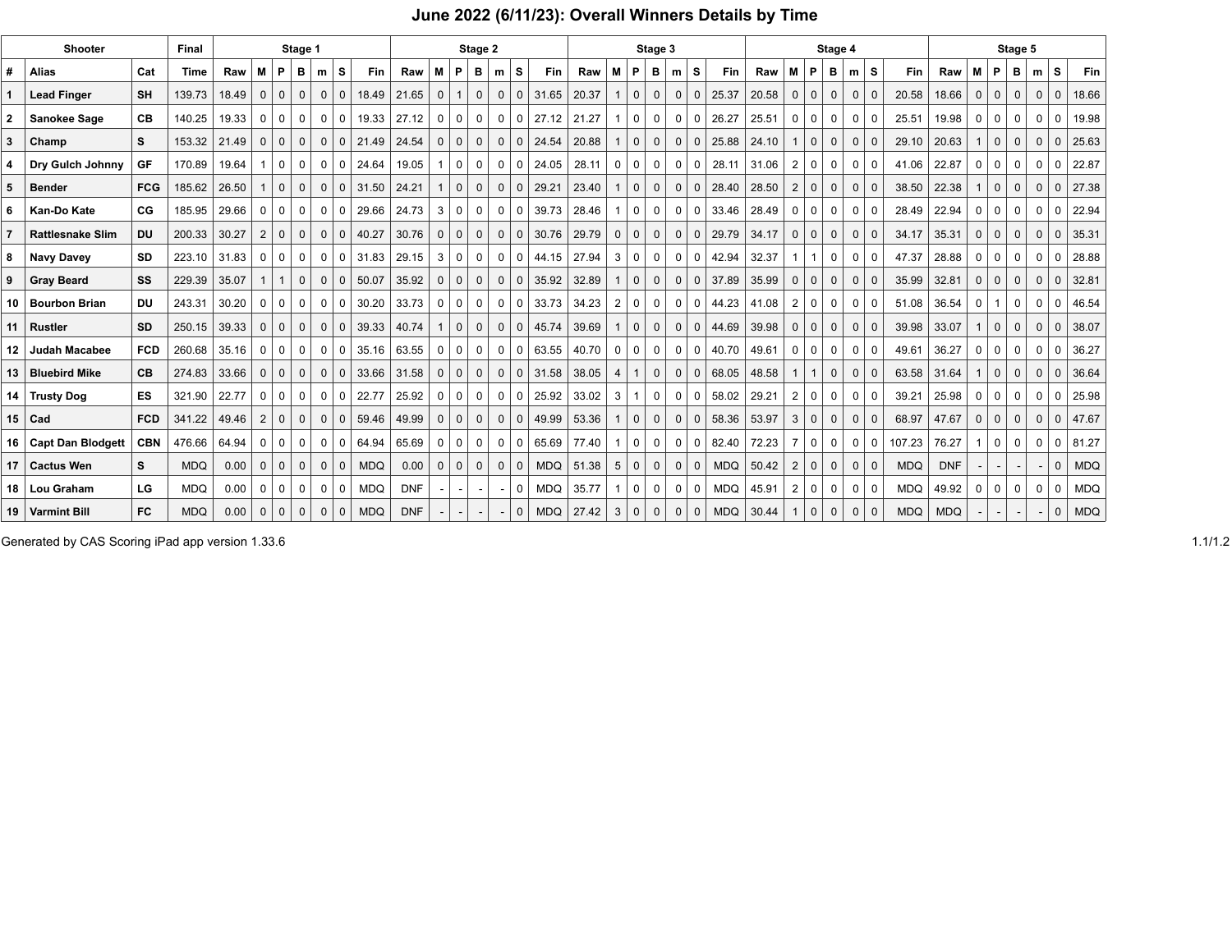# June 2022 (6/11/23): Overall Winners Details by Time

| Shooter | | | Final | Stage 1 | | | | | | | Stage 2 | | | | | | | Stage 3 | | | | | | | Stage 4 | | | | | | | Stage 5 | | | | | | |
|---|---|---|---|---|---|---|---|---|---|---|---|---|---|---|---|---|---|---|---|---|---|---|---|---|---|---|---|---|---|---|---|---|---|---|---|---|---|---|
| # | Alias | Cat | Time | Raw | M | P | B | m | S | Fin | Raw | M | P | B | m | S | Fin | Raw | M | P | B | m | S | Fin | Raw | M | P | B | m | S | Fin | Raw | M | P | B | m | S | Fin |
| 1 | Lead Finger | SH | 139.73 | 18.49 | 0 | 0 | 0 | 0 | 0 | 18.49 | 21.65 | 0 | 1 | 0 | 0 | 0 | 31.65 | 20.37 | 1 | 0 | 0 | 0 | 0 | 25.37 | 20.58 | 0 | 0 | 0 | 0 | 0 | 20.58 | 18.66 | 0 | 0 | 0 | 0 | 0 | 18.66 |
| 2 | Sanokee Sage | CB | 140.25 | 19.33 | 0 | 0 | 0 | 0 | 0 | 19.33 | 27.12 | 0 | 0 | 0 | 0 | 0 | 27.12 | 21.27 | 1 | 0 | 0 | 0 | 0 | 26.27 | 25.51 | 0 | 0 | 0 | 0 | 0 | 25.51 | 19.98 | 0 | 0 | 0 | 0 | 0 | 19.98 |
| 3 | Champ | S | 153.32 | 21.49 | 0 | 0 | 0 | 0 | 0 | 21.49 | 24.54 | 0 | 0 | 0 | 0 | 0 | 24.54 | 20.88 | 1 | 0 | 0 | 0 | 0 | 25.88 | 24.10 | 1 | 0 | 0 | 0 | 0 | 29.10 | 20.63 | 1 | 0 | 0 | 0 | 0 | 25.63 |
| 4 | Dry Gulch Johnny | GF | 170.89 | 19.64 | 1 | 0 | 0 | 0 | 0 | 24.64 | 19.05 | 1 | 0 | 0 | 0 | 0 | 24.05 | 28.11 | 0 | 0 | 0 | 0 | 0 | 28.11 | 31.06 | 2 | 0 | 0 | 0 | 0 | 41.06 | 22.87 | 0 | 0 | 0 | 0 | 0 | 22.87 |
| 5 | Bender | FCG | 185.62 | 26.50 | 1 | 0 | 0 | 0 | 0 | 31.50 | 24.21 | 1 | 0 | 0 | 0 | 0 | 29.21 | 23.40 | 1 | 0 | 0 | 0 | 0 | 28.40 | 28.50 | 2 | 0 | 0 | 0 | 0 | 38.50 | 22.38 | 1 | 0 | 0 | 0 | 0 | 27.38 |
| 6 | Kan-Do Kate | CG | 185.95 | 29.66 | 0 | 0 | 0 | 0 | 0 | 29.66 | 24.73 | 3 | 0 | 0 | 0 | 0 | 39.73 | 28.46 | 1 | 0 | 0 | 0 | 0 | 33.46 | 28.49 | 0 | 0 | 0 | 0 | 0 | 28.49 | 22.94 | 0 | 0 | 0 | 0 | 0 | 22.94 |
| 7 | Rattlesnake Slim | DU | 200.33 | 30.27 | 2 | 0 | 0 | 0 | 0 | 40.27 | 30.76 | 0 | 0 | 0 | 0 | 0 | 30.76 | 29.79 | 0 | 0 | 0 | 0 | 0 | 29.79 | 34.17 | 0 | 0 | 0 | 0 | 0 | 34.17 | 35.31 | 0 | 0 | 0 | 0 | 0 | 35.31 |
| 8 | Navy Davey | SD | 223.10 | 31.83 | 0 | 0 | 0 | 0 | 0 | 31.83 | 29.15 | 3 | 0 | 0 | 0 | 0 | 44.15 | 27.94 | 3 | 0 | 0 | 0 | 0 | 42.94 | 32.37 | 1 | 1 | 0 | 0 | 0 | 47.37 | 28.88 | 0 | 0 | 0 | 0 | 0 | 28.88 |
| 9 | Gray Beard | SS | 229.39 | 35.07 | 1 | 1 | 0 | 0 | 0 | 50.07 | 35.92 | 0 | 0 | 0 | 0 | 0 | 35.92 | 32.89 | 1 | 0 | 0 | 0 | 0 | 37.89 | 35.99 | 0 | 0 | 0 | 0 | 0 | 35.99 | 32.81 | 0 | 0 | 0 | 0 | 0 | 32.81 |
| 10 | Bourbon Brian | DU | 243.31 | 30.20 | 0 | 0 | 0 | 0 | 0 | 30.20 | 33.73 | 0 | 0 | 0 | 0 | 0 | 33.73 | 34.23 | 2 | 0 | 0 | 0 | 0 | 44.23 | 41.08 | 2 | 0 | 0 | 0 | 0 | 51.08 | 36.54 | 0 | 1 | 0 | 0 | 0 | 46.54 |
| 11 | Rustler | SD | 250.15 | 39.33 | 0 | 0 | 0 | 0 | 0 | 39.33 | 40.74 | 1 | 0 | 0 | 0 | 0 | 45.74 | 39.69 | 1 | 0 | 0 | 0 | 0 | 44.69 | 39.98 | 0 | 0 | 0 | 0 | 0 | 39.98 | 33.07 | 1 | 0 | 0 | 0 | 0 | 38.07 |
| 12 | Judah Macabee | FCD | 260.68 | 35.16 | 0 | 0 | 0 | 0 | 0 | 35.16 | 63.55 | 0 | 0 | 0 | 0 | 0 | 63.55 | 40.70 | 0 | 0 | 0 | 0 | 0 | 40.70 | 49.61 | 0 | 0 | 0 | 0 | 0 | 49.61 | 36.27 | 0 | 0 | 0 | 0 | 0 | 36.27 |
| 13 | Bluebird Mike | CB | 274.83 | 33.66 | 0 | 0 | 0 | 0 | 0 | 33.66 | 31.58 | 0 | 0 | 0 | 0 | 0 | 31.58 | 38.05 | 4 | 1 | 0 | 0 | 0 | 68.05 | 48.58 | 1 | 1 | 0 | 0 | 0 | 63.58 | 31.64 | 1 | 0 | 0 | 0 | 0 | 36.64 |
| 14 | Trusty Dog | ES | 321.90 | 22.77 | 0 | 0 | 0 | 0 | 0 | 22.77 | 25.92 | 0 | 0 | 0 | 0 | 0 | 25.92 | 33.02 | 3 | 1 | 0 | 0 | 0 | 58.02 | 29.21 | 2 | 0 | 0 | 0 | 0 | 39.21 | 25.98 | 0 | 0 | 0 | 0 | 0 | 25.98 |
| 15 | Cad | FCD | 341.22 | 49.46 | 2 | 0 | 0 | 0 | 0 | 59.46 | 49.99 | 0 | 0 | 0 | 0 | 0 | 49.99 | 53.36 | 1 | 0 | 0 | 0 | 0 | 58.36 | 53.97 | 3 | 0 | 0 | 0 | 0 | 68.97 | 47.67 | 0 | 0 | 0 | 0 | 0 | 47.67 |
| 16 | Capt Dan Blodgett | CBN | 476.66 | 64.94 | 0 | 0 | 0 | 0 | 0 | 64.94 | 65.69 | 0 | 0 | 0 | 0 | 0 | 65.69 | 77.40 | 1 | 0 | 0 | 0 | 0 | 82.40 | 72.23 | 7 | 0 | 0 | 0 | 0 | 107.23 | 76.27 | 1 | 0 | 0 | 0 | 0 | 81.27 |
| 17 | Cactus Wen | S | MDQ | 0.00 | 0 | 0 | 0 | 0 | 0 | MDQ | 0.00 | 0 | 0 | 0 | 0 | 0 | MDQ | 51.38 | 5 | 0 | 0 | 0 | 0 | MDQ | 50.42 | 2 | 0 | 0 | 0 | 0 | MDQ | DNF | - | - | - | - | 0 | MDQ |
| 18 | Lou Graham | LG | MDQ | 0.00 | 0 | 0 | 0 | 0 | 0 | MDQ | DNF | - | - | - | - | 0 | MDQ | 35.77 | 1 | 0 | 0 | 0 | 0 | MDQ | 45.91 | 2 | 0 | 0 | 0 | 0 | MDQ | 49.92 | 0 | 0 | 0 | 0 | 0 | MDQ |
| 19 | Varmint Bill | FC | MDQ | 0.00 | 0 | 0 | 0 | 0 | 0 | MDQ | DNF | - | - | - | - | 0 | MDQ | 27.42 | 3 | 0 | 0 | 0 | 0 | MDQ | 30.44 | 1 | 0 | 0 | 0 | 0 | MDQ | MDQ | - | - | - | - | 0 | MDQ |

Generated by CAS Scoring iPad app version 1.33.6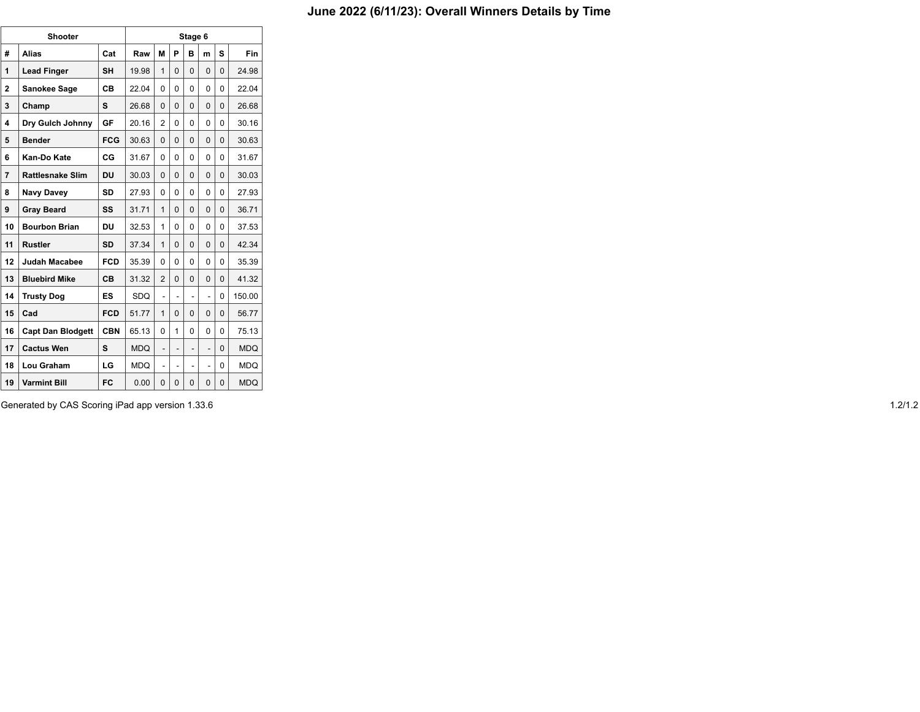# June 2022 (6/11/23): Overall Winners Details by Time

| Shooter | | | Stage 6 | | | | | | |
|---|---|---|---|---|---|---|---|---|---|
| # | Alias | Cat | Raw | M | P | B | m | S | Fin |
| 1 | Lead Finger | SH | 19.98 | 1 | 0 | 0 | 0 | 0 | 24.98 |
| 2 | Sanokee Sage | CB | 22.04 | 0 | 0 | 0 | 0 | 0 | 22.04 |
| 3 | Champ | S | 26.68 | 0 | 0 | 0 | 0 | 0 | 26.68 |
| 4 | Dry Gulch Johnny | GF | 20.16 | 2 | 0 | 0 | 0 | 0 | 30.16 |
| 5 | Bender | FCG | 30.63 | 0 | 0 | 0 | 0 | 0 | 30.63 |
| 6 | Kan-Do Kate | CG | 31.67 | 0 | 0 | 0 | 0 | 0 | 31.67 |
| 7 | Rattlesnake Slim | DU | 30.03 | 0 | 0 | 0 | 0 | 0 | 30.03 |
| 8 | Navy Davey | SD | 27.93 | 0 | 0 | 0 | 0 | 0 | 27.93 |
| 9 | Gray Beard | SS | 31.71 | 1 | 0 | 0 | 0 | 0 | 36.71 |
| 10 | Bourbon Brian | DU | 32.53 | 1 | 0 | 0 | 0 | 0 | 37.53 |
| 11 | Rustler | SD | 37.34 | 1 | 0 | 0 | 0 | 0 | 42.34 |
| 12 | Judah Macabee | FCD | 35.39 | 0 | 0 | 0 | 0 | 0 | 35.39 |
| 13 | Bluebird Mike | CB | 31.32 | 2 | 0 | 0 | 0 | 0 | 41.32 |
| 14 | Trusty Dog | ES | SDQ | - | - | - | - | 0 | 150.00 |
| 15 | Cad | FCD | 51.77 | 1 | 0 | 0 | 0 | 0 | 56.77 |
| 16 | Capt Dan Blodgett | CBN | 65.13 | 0 | 1 | 0 | 0 | 0 | 75.13 |
| 17 | Cactus Wen | S | MDQ | - | - | - | - | 0 | MDQ |
| 18 | Lou Graham | LG | MDQ | - | - | - | - | 0 | MDQ |
| 19 | Varmint Bill | FC | 0.00 | 0 | 0 | 0 | 0 | 0 | MDQ |

Generated by CAS Scoring iPad app version 1.33.6